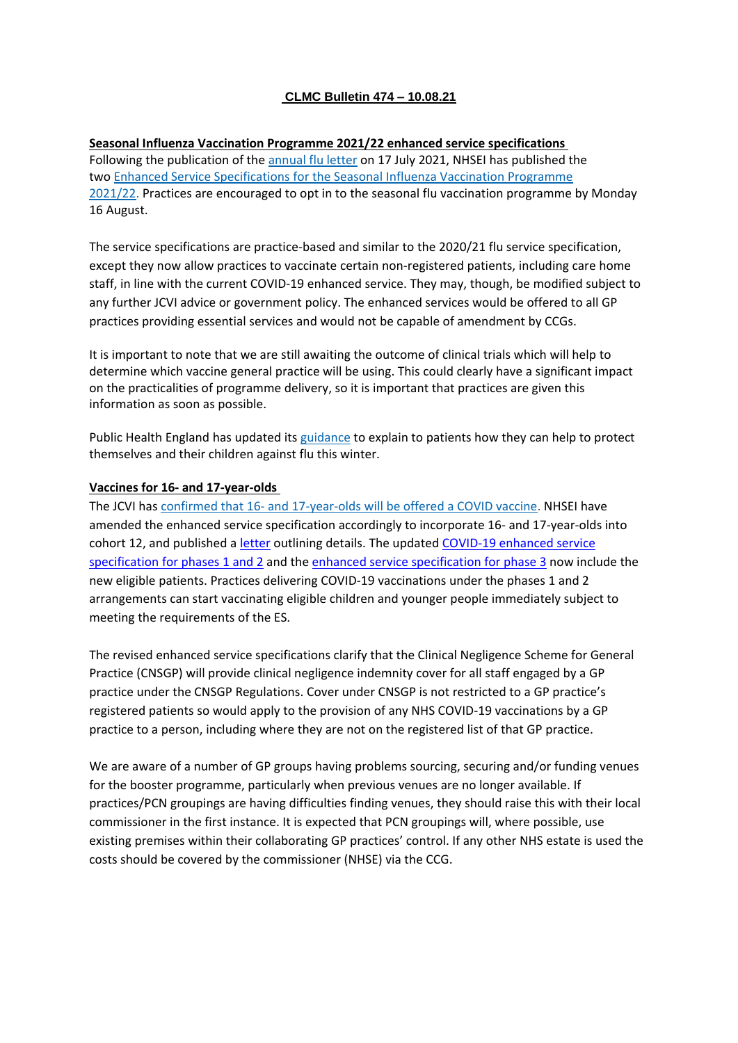**CLMC Bulletin 474 – 10.08.21**

**Seasonal Influenza Vaccination Programme 2021/22 enhanced service specifications**

Following the publication of the annual flu letter on 17 July 2021, NHSEI has published the two Enhanced Service Specifications for the Seasonal Influenza Vaccination Programme 2021/22. Practices are encouraged to opt in to the seasonal flu vaccination programme by Monday 16 August.

The service specifications are practice-based and similar to the 2020/21 flu service specification, except they now allow practices to vaccinate certain non-registered patients, including care home staff, in line with the current COVID-19 enhanced service. They may, though, be modified subject to any further JCVI advice or government policy. The enhanced services would be offered to all GP practices providing essential services and would not be capable of amendment by CCGs.

It is important to note that we are still awaiting the outcome of clinical trials which will help to determine which vaccine general practice will be using. This could clearly have a significant impact on the practicalities of programme delivery, so it is important that practices are given this information as soon as possible.

Public Health England has updated its guidance to explain to patients how they can help to protect themselves and their children against flu this winter.

**Vaccines for 16- and 17-year-olds**

The JCVI has confirmed that 16- and 17-year-olds will be offered a COVID vaccine. NHSEI have amended the enhanced service specification accordingly to incorporate 16- and 17-year-olds into cohort 12, and published a letter outlining details. The updated COVID-19 enhanced service specification for phases 1 and 2 and the enhanced service specification for phase 3 now include the new eligible patients. Practices delivering COVID-19 vaccinations under the phases 1 and 2 arrangements can start vaccinating eligible children and younger people immediately subject to meeting the requirements of the ES.

The revised enhanced service specifications clarify that the Clinical Negligence Scheme for General Practice (CNSGP) will provide clinical negligence indemnity cover for all staff engaged by a GP practice under the CNSGP Regulations. Cover under CNSGP is not restricted to a GP practice's registered patients so would apply to the provision of any NHS COVID-19 vaccinations by a GP practice to a person, including where they are not on the registered list of that GP practice.

We are aware of a number of GP groups having problems sourcing, securing and/or funding venues for the booster programme, particularly when previous venues are no longer available. If practices/PCN groupings are having difficulties finding venues, they should raise this with their local commissioner in the first instance. It is expected that PCN groupings will, where possible, use existing premises within their collaborating GP practices' control. If any other NHS estate is used the costs should be covered by the commissioner (NHSE) via the CCG.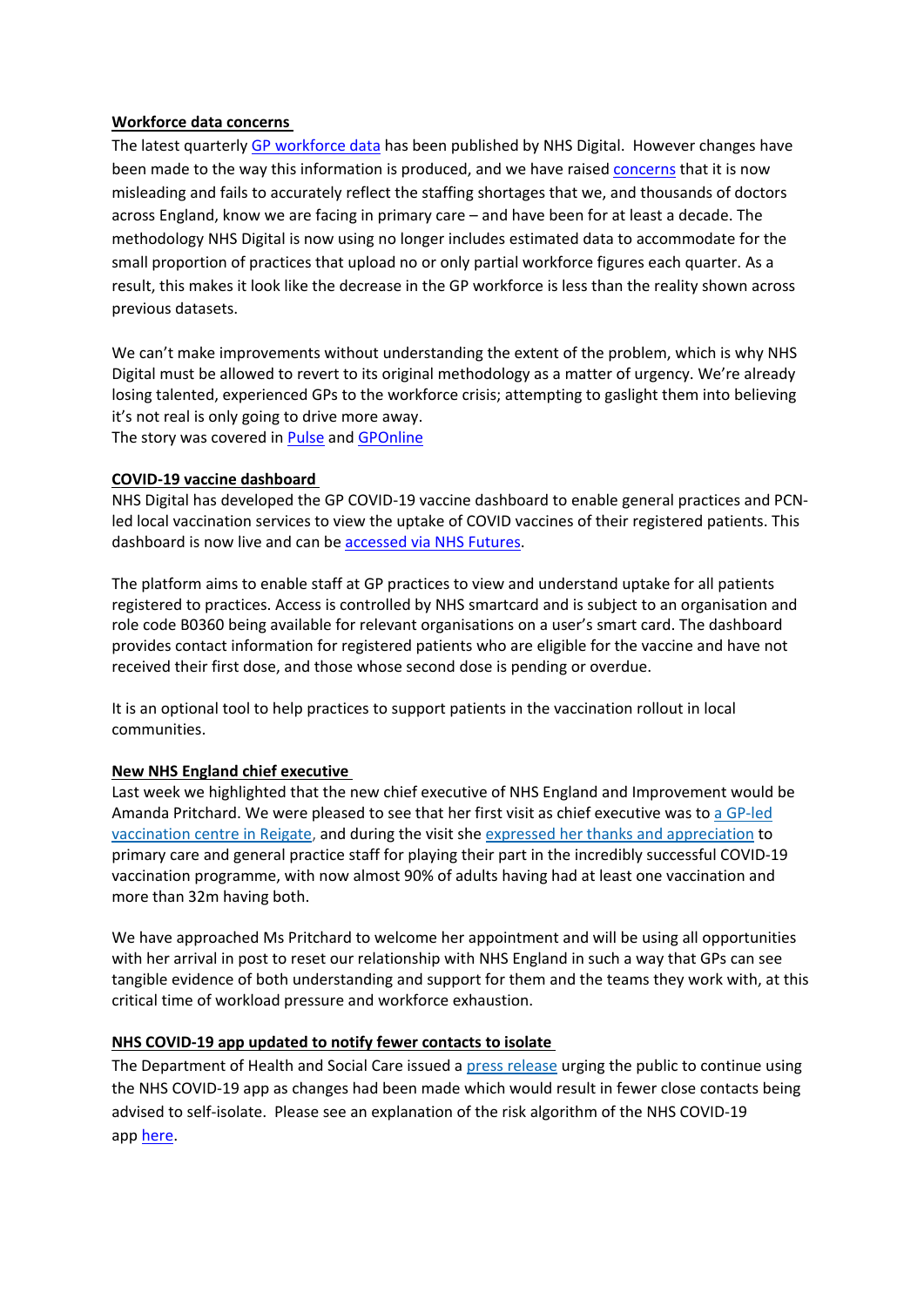**Workforce data concerns**

The latest quarterly GP workforce data has been published by NHS Digital. However changes have been made to the way this information is produced, and we have raised concerns that it is now misleading and fails to accurately reflect the staffing shortages that we, and thousands of doctors across England, know we are facing in primary care – and have been for at least a decade. The methodology NHS Digital is now using no longer includes estimated data to accommodate for the small proportion of practices that upload no or only partial workforce figures each quarter. As a result, this makes it look like the decrease in the GP workforce is less than the reality shown across previous datasets.

We can't make improvements without understanding the extent of the problem, which is why NHS Digital must be allowed to revert to its original methodology as a matter of urgency. We're already losing talented, experienced GPs to the workforce crisis; attempting to gaslight them into believing it's not real is only going to drive more away.
The story was covered in Pulse and GPOnline

**COVID-19 vaccine dashboard**

NHS Digital has developed the GP COVID-19 vaccine dashboard to enable general practices and PCN-led local vaccination services to view the uptake of COVID vaccines of their registered patients. This dashboard is now live and can be accessed via NHS Futures.

The platform aims to enable staff at GP practices to view and understand uptake for all patients registered to practices. Access is controlled by NHS smartcard and is subject to an organisation and role code B0360 being available for relevant organisations on a user's smart card. The dashboard provides contact information for registered patients who are eligible for the vaccine and have not received their first dose, and those whose second dose is pending or overdue.

It is an optional tool to help practices to support patients in the vaccination rollout in local communities.

**New NHS England chief executive**

Last week we highlighted that the new chief executive of NHS England and Improvement would be Amanda Pritchard. We were pleased to see that her first visit as chief executive was to a GP-led vaccination centre in Reigate, and during the visit she expressed her thanks and appreciation to primary care and general practice staff for playing their part in the incredibly successful COVID-19 vaccination programme, with now almost 90% of adults having had at least one vaccination and more than 32m having both.

We have approached Ms Pritchard to welcome her appointment and will be using all opportunities with her arrival in post to reset our relationship with NHS England in such a way that GPs can see tangible evidence of both understanding and support for them and the teams they work with, at this critical time of workload pressure and workforce exhaustion.

**NHS COVID-19 app updated to notify fewer contacts to isolate**

The Department of Health and Social Care issued a press release urging the public to continue using the NHS COVID-19 app as changes had been made which would result in fewer close contacts being advised to self-isolate. Please see an explanation of the risk algorithm of the NHS COVID-19 app here.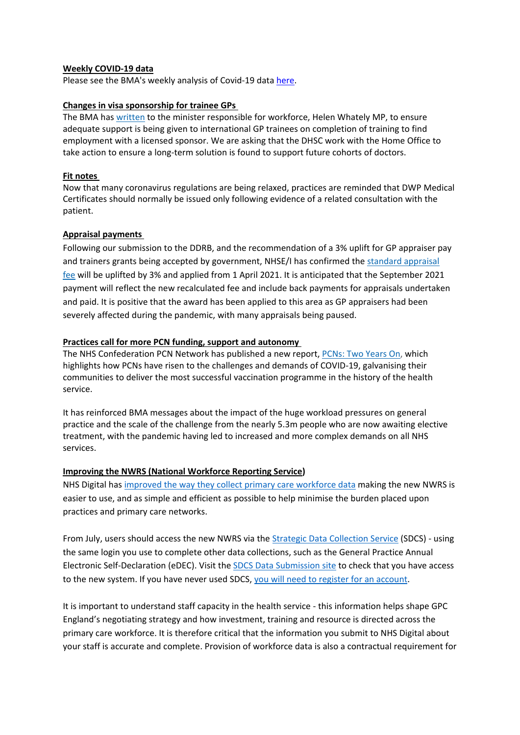**Weekly COVID-19 data**

Please see the BMA's weekly analysis of Covid-19 data here.

**Changes in visa sponsorship for trainee GPs**

The BMA has written to the minister responsible for workforce, Helen Whately MP, to ensure adequate support is being given to international GP trainees on completion of training to find employment with a licensed sponsor. We are asking that the DHSC work with the Home Office to take action to ensure a long-term solution is found to support future cohorts of doctors.

**Fit notes**

Now that many coronavirus regulations are being relaxed, practices are reminded that DWP Medical Certificates should normally be issued only following evidence of a related consultation with the patient.

**Appraisal payments**

Following our submission to the DDRB, and the recommendation of a 3% uplift for GP appraiser pay and trainers grants being accepted by government, NHSE/I has confirmed the standard appraisal fee will be uplifted by 3% and applied from 1 April 2021. It is anticipated that the September 2021 payment will reflect the new recalculated fee and include back payments for appraisals undertaken and paid. It is positive that the award has been applied to this area as GP appraisers had been severely affected during the pandemic, with many appraisals being paused.

**Practices call for more PCN funding, support and autonomy**

The NHS Confederation PCN Network has published a new report, PCNs: Two Years On, which highlights how PCNs have risen to the challenges and demands of COVID-19, galvanising their communities to deliver the most successful vaccination programme in the history of the health service.

It has reinforced BMA messages about the impact of the huge workload pressures on general practice and the scale of the challenge from the nearly 5.3m people who are now awaiting elective treatment, with the pandemic having led to increased and more complex demands on all NHS services.

**Improving the NWRS (National Workforce Reporting Service)**

NHS Digital has improved the way they collect primary care workforce data making the new NWRS is easier to use, and as simple and efficient as possible to help minimise the burden placed upon practices and primary care networks.

From July, users should access the new NWRS via the Strategic Data Collection Service (SDCS) - using the same login you use to complete other data collections, such as the General Practice Annual Electronic Self-Declaration (eDEC). Visit the SDCS Data Submission site to check that you have access to the new system. If you have never used SDCS, you will need to register for an account.

It is important to understand staff capacity in the health service - this information helps shape GPC England's negotiating strategy and how investment, training and resource is directed across the primary care workforce. It is therefore critical that the information you submit to NHS Digital about your staff is accurate and complete. Provision of workforce data is also a contractual requirement for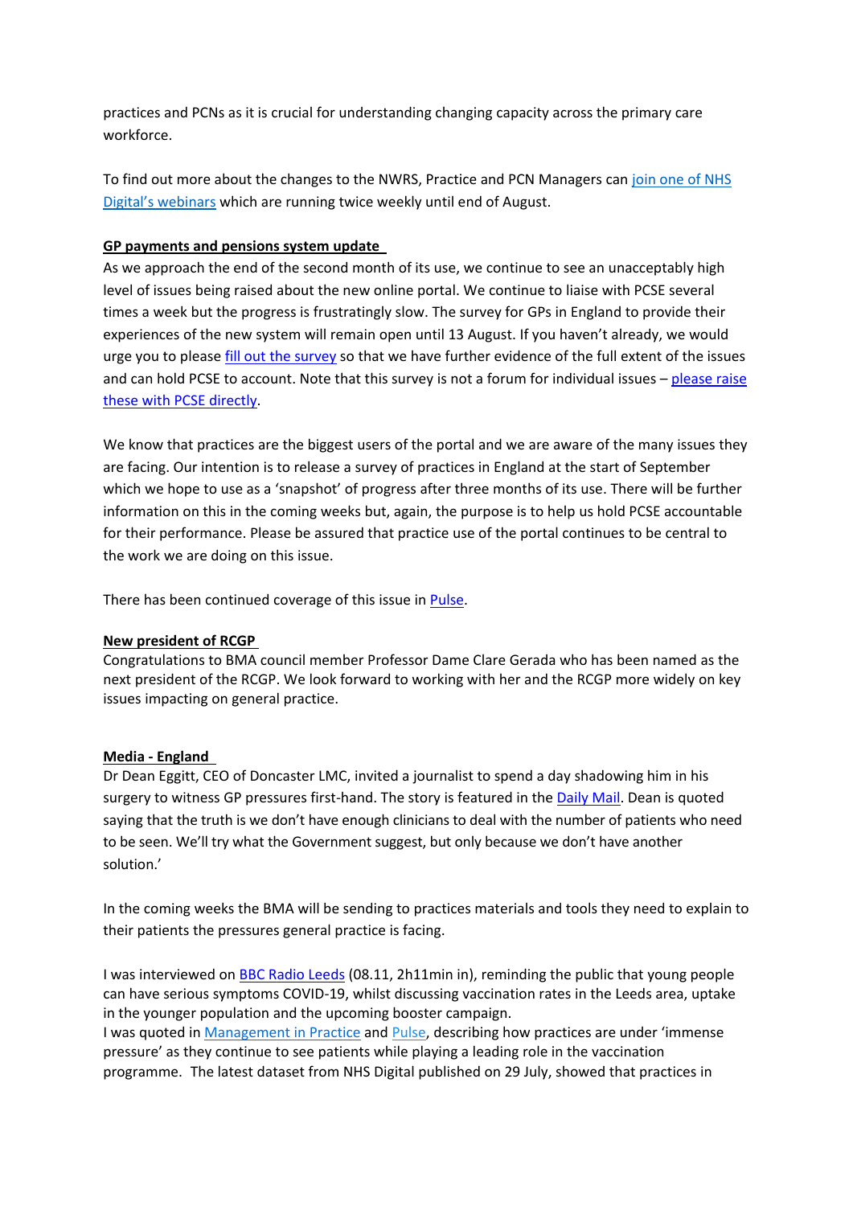practices and PCNs as it is crucial for understanding changing capacity across the primary care workforce.

To find out more about the changes to the NWRS, Practice and PCN Managers can [join one of NHS Digital's webinars]() which are running twice weekly until end of August.

**GP payments and pensions system update**

As we approach the end of the second month of its use, we continue to see an unacceptably high level of issues being raised about the new online portal. We continue to liaise with PCSE several times a week but the progress is frustratingly slow. The survey for GPs in England to provide their experiences of the new system will remain open until 13 August. If you haven't already, we would urge you to please [fill out the survey]() so that we have further evidence of the full extent of the issues and can hold PCSE to account. Note that this survey is not a forum for individual issues – [please raise these with PCSE directly]().

We know that practices are the biggest users of the portal and we are aware of the many issues they are facing. Our intention is to release a survey of practices in England at the start of September which we hope to use as a 'snapshot' of progress after three months of its use. There will be further information on this in the coming weeks but, again, the purpose is to help us hold PCSE accountable for their performance. Please be assured that practice use of the portal continues to be central to the work we are doing on this issue.

There has been continued coverage of this issue in [Pulse]().

**New president of RCGP**

Congratulations to BMA council member Professor Dame Clare Gerada who has been named as the next president of the RCGP. We look forward to working with her and the RCGP more widely on key issues impacting on general practice.

**Media - England**

Dr Dean Eggitt, CEO of Doncaster LMC, invited a journalist to spend a day shadowing him in his surgery to witness GP pressures first-hand. The story is featured in the [Daily Mail](). Dean is quoted saying that the truth is we don't have enough clinicians to deal with the number of patients who need to be seen. We'll try what the Government suggest, but only because we don't have another solution.'

In the coming weeks the BMA will be sending to practices materials and tools they need to explain to their patients the pressures general practice is facing.

I was interviewed on [BBC Radio Leeds]() (08.11, 2h11min in), reminding the public that young people can have serious symptoms COVID-19, whilst discussing vaccination rates in the Leeds area, uptake in the younger population and the upcoming booster campaign.
I was quoted in [Management in Practice]() and [Pulse](), describing how practices are under 'immense pressure' as they continue to see patients while playing a leading role in the vaccination programme. The latest dataset from NHS Digital published on 29 July, showed that practices in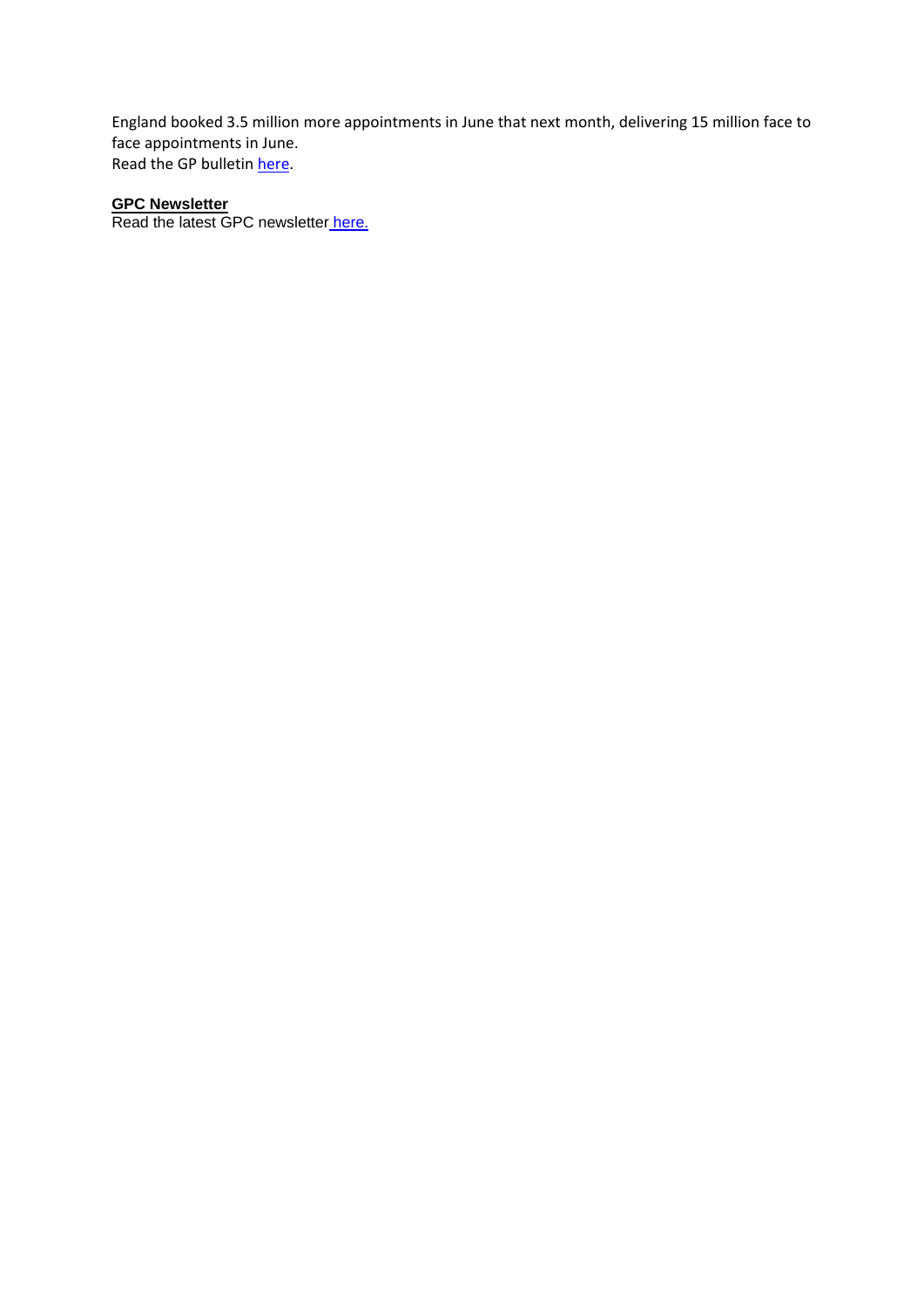England booked 3.5 million more appointments in June that next month, delivering 15 million face to face appointments in June.
Read the GP bulletin here.

**GPC Newsletter**

Read the latest GPC newsletter here.